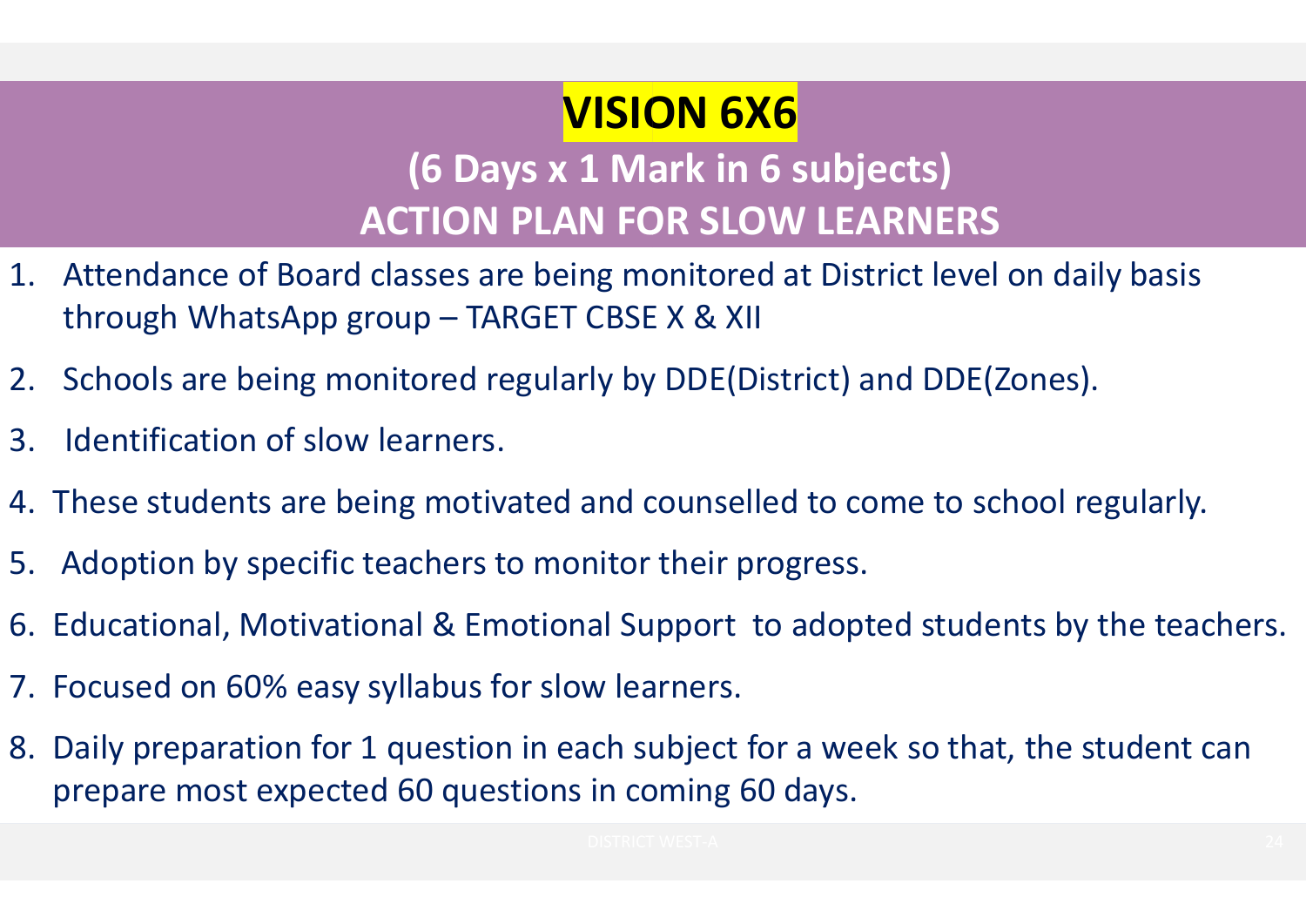# VISION 6X6

## (6 Days x 1 Mark in 6 subjects)

## ACTION PLAN FOR SLOW LEARNERS

1. Attendance of Board classes are being monitored at District level on daily basis through WhatsApp group – TARGET CBSE X & XII
2. Schools are being monitored regularly by DDE(District) and DDE(Zones).
3. Identification of slow learners.
4. These students are being motivated and counselled to come to school regularly.
5. Adoption by specific teachers to monitor their progress.
6. Educational, Motivational & Emotional Support to adopted students by the teachers.
7. Focused on 60% easy syllabus for slow learners.
8. Daily preparation for 1 question in each subject for a week so that, the student can prepare most expected 60 questions in coming 60 days.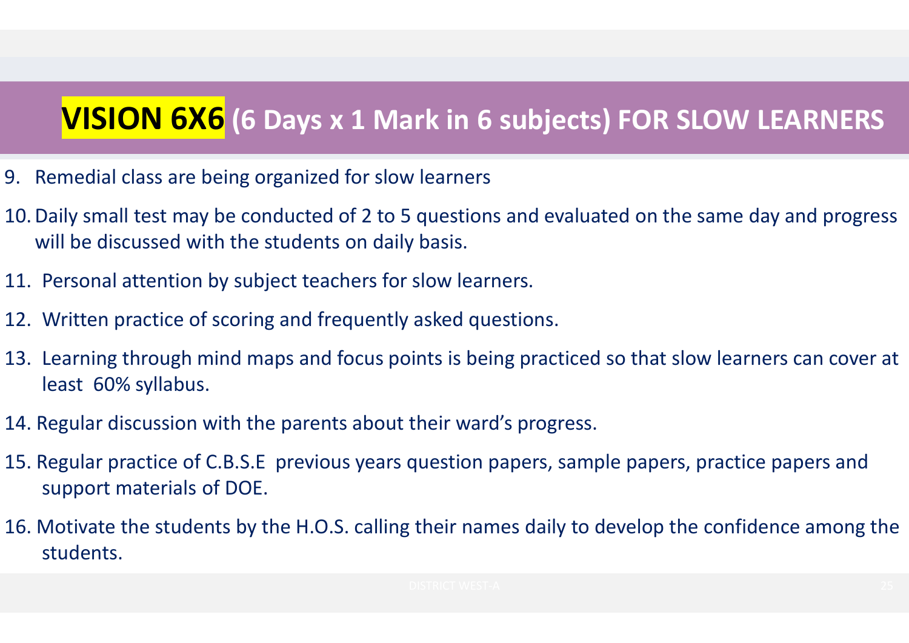# **VISION 6X6** (6 Days x 1 Mark in 6 subjects) FOR SLOW LEARNERS

9. Remedial class are being organized for slow learners
10. Daily small test may be conducted of 2 to 5 questions and evaluated on the same day and progress will be discussed with the students on daily basis.
11. Personal attention by subject teachers for slow learners.
12. Written practice of scoring and frequently asked questions.
13. Learning through mind maps and focus points is being practiced so that slow learners can cover at least 60% syllabus.
14. Regular discussion with the parents about their ward's progress.
15. Regular practice of C.B.S.E previous years question papers, sample papers, practice papers and support materials of DOE.
16. Motivate the students by the H.O.S. calling their names daily to develop the confidence among the students.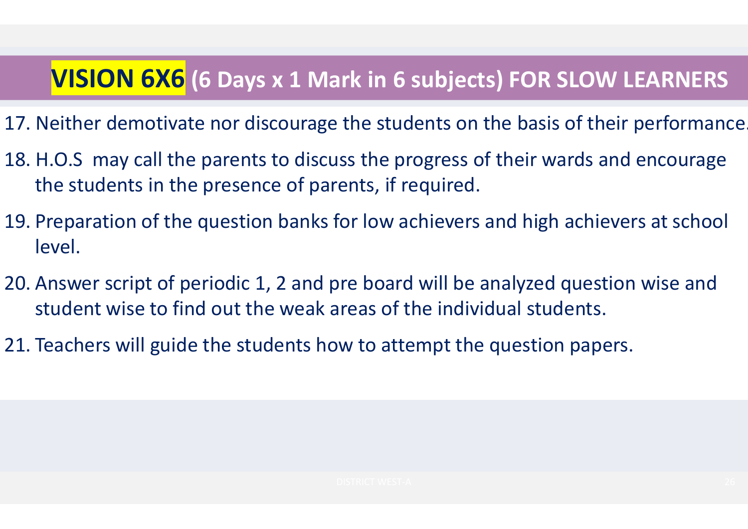## **VISION 6X6** (6 Days x 1 Mark in 6 subjects) FOR SLOW LEARNERS

17. Neither demotivate nor discourage the students on the basis of their performance.
18. H.O.S may call the parents to discuss the progress of their wards and encourage the students in the presence of parents, if required.
19. Preparation of the question banks for low achievers and high achievers at school level.
20. Answer script of periodic 1, 2 and pre board will be analyzed question wise and student wise to find out the weak areas of the individual students.
21. Teachers will guide the students how to attempt the question papers.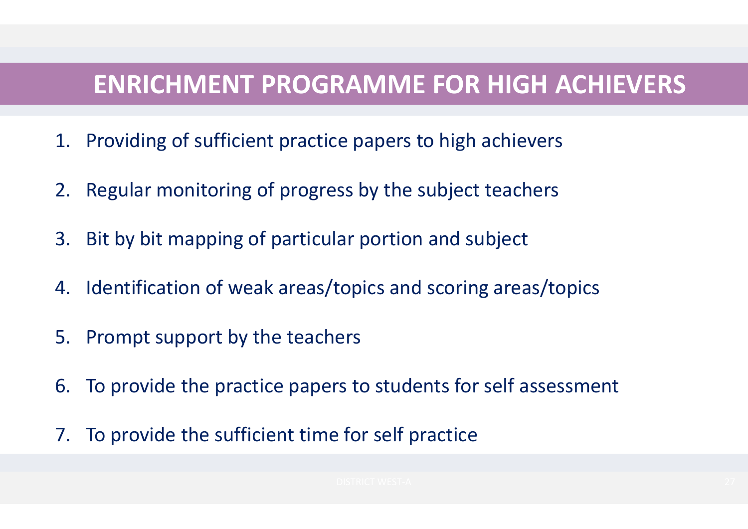# ENRICHMENT PROGRAMME FOR HIGH ACHIEVERS

1. Providing of sufficient practice papers to high achievers
2. Regular monitoring of progress by the subject teachers
3. Bit by bit mapping of particular portion and subject
4. Identification of weak areas/topics and scoring areas/topics
5. Prompt support by the teachers
6. To provide the practice papers to students for self assessment
7. To provide the sufficient time for self practice